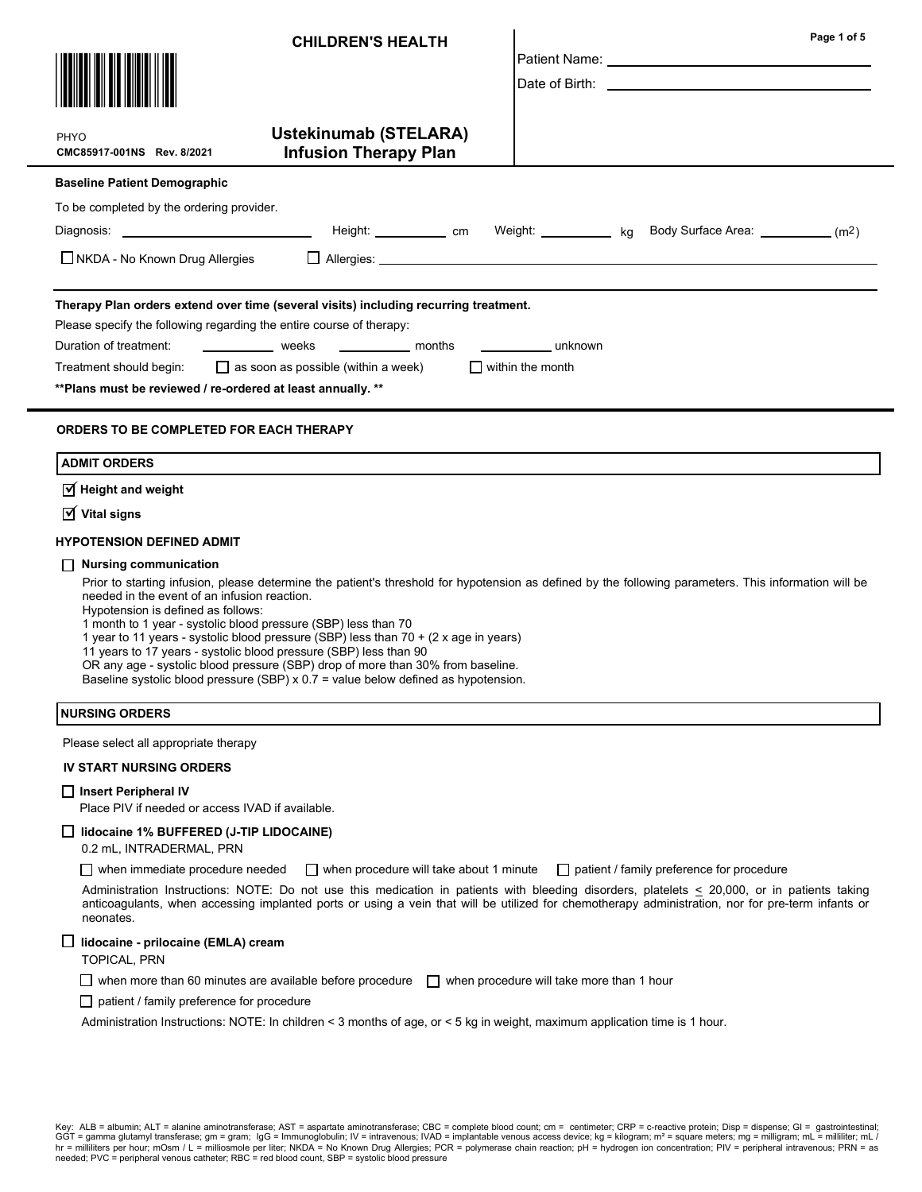**CHILDREN'S HEALTH**

PHYO
**CMC85917-001NS Rev. 8/2021**

# Ustekinumab (STELARA) Infusion Therapy Plan

Patient Name: ______________________

Date of Birth: ______________________

**Baseline Patient Demographic**

To be completed by the ordering provider.

Diagnosis: ______________________ Height: __________ cm Weight: __________ kg Body Surface Area: __________ ($m^2$)

☐ NKDA - No Known Drug Allergies ☐ Allergies: ______________________

**Therapy Plan orders extend over time (several visits) including recurring treatment.**

Please specify the following regarding the entire course of therapy:

Duration of treatment: __________ weeks __________ months __________ unknown

Treatment should begin: ☐ as soon as possible (within a week) ☐ within the month

**\*\*Plans must be reviewed / re-ordered at least annually. \*\***

## ORDERS TO BE COMPLETED FOR EACH THERAPY

### ADMIT ORDERS

☑ **Height and weight**

☑ **Vital signs**

**HYPOTENSION DEFINED ADMIT**

☐ **Nursing communication**

Prior to starting infusion, please determine the patient's threshold for hypotension as defined by the following parameters. This information will be needed in the event of an infusion reaction.
Hypotension is defined as follows:
1 month to 1 year - systolic blood pressure (SBP) less than 70
1 year to 11 years - systolic blood pressure (SBP) less than 70 + (2 x age in years)
11 years to 17 years - systolic blood pressure (SBP) less than 90
OR any age - systolic blood pressure (SBP) drop of more than 30% from baseline.
Baseline systolic blood pressure (SBP) x 0.7 = value below defined as hypotension.

### NURSING ORDERS

Please select all appropriate therapy

**IV START NURSING ORDERS**

☐ **Insert Peripheral IV**

Place PIV if needed or access IVAD if available.

☐ **lidocaine 1% BUFFERED (J-TIP LIDOCAINE)**

0.2 mL, INTRADERMAL, PRN

☐ when immediate procedure needed ☐ when procedure will take about 1 minute ☐ patient / family preference for procedure

Administration Instructions: NOTE: Do not use this medication in patients with bleeding disorders, platelets ≤ 20,000, or in patients taking anticoagulants, when accessing implanted ports or using a vein that will be utilized for chemotherapy administration, nor for pre-term infants or neonates.

☐ **lidocaine - prilocaine (EMLA) cream**

TOPICAL, PRN

☐ when more than 60 minutes are available before procedure ☐ when procedure will take more than 1 hour

☐ patient / family preference for procedure

Administration Instructions: NOTE: In children < 3 months of age, or < 5 kg in weight, maximum application time is 1 hour.

Key: ALB = albumin; ALT = alanine aminotransferase; AST = aspartate aminotransferase; CBC = complete blood count; cm = centimeter; CRP = c-reactive protein; Disp = dispense; GI = gastrointestinal; GGT = gamma glutamyl transferase; gm = gram; IgG = Immunoglobulin; IV = intravenous; IVAD = implantable venous access device; kg = kilogram; m² = square meters; mg = milligram; mL = milliliter; mL / hr = milliliters per hour; mOsm / L = milliosmole per liter; NKDA = No Known Drug Allergies; PCR = polymerase chain reaction; pH = hydrogen ion concentration; PIV = peripheral intravenous; PRN = as needed; PVC = peripheral venous catheter; RBC = red blood count, SBP = systolic blood pressure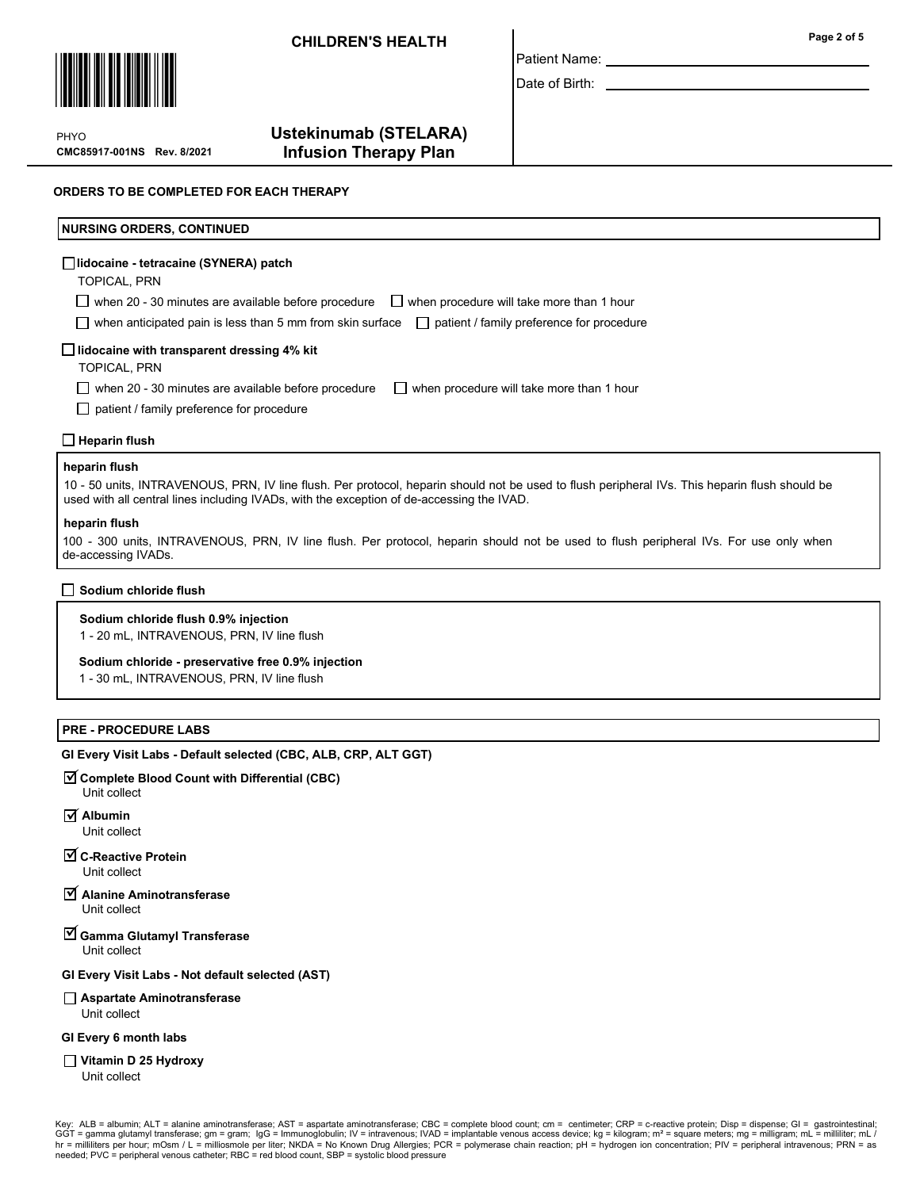**CHILDREN'S HEALTH**

Patient Name: ______________________

Date of Birth: ______________________

PHYO
**CMC85917-001NS Rev. 8/2021**

## Ustekinumab (STELARA) Infusion Therapy Plan

**ORDERS TO BE COMPLETED FOR EACH THERAPY**

### NURSING ORDERS, CONTINUED

☐ **lidocaine - tetracaine (SYNERA) patch**
TOPICAL, PRN
☐ when 20 - 30 minutes are available before procedure ☐ when procedure will take more than 1 hour
☐ when anticipated pain is less than 5 mm from skin surface ☐ patient / family preference for procedure

☐ **lidocaine with transparent dressing 4% kit**
TOPICAL, PRN
☐ when 20 - 30 minutes are available before procedure ☐ when procedure will take more than 1 hour
☐ patient / family preference for procedure

☐ **Heparin flush**

**heparin flush**
10 - 50 units, INTRAVENOUS, PRN, IV line flush. Per protocol, heparin should not be used to flush peripheral IVs. This heparin flush should be used with all central lines including IVADs, with the exception of de-accessing the IVAD.

**heparin flush**
100 - 300 units, INTRAVENOUS, PRN, IV line flush. Per protocol, heparin should not be used to flush peripheral IVs. For use only when de-accessing IVADs.

☐ **Sodium chloride flush**

**Sodium chloride flush 0.9% injection**
1 - 20 mL, INTRAVENOUS, PRN, IV line flush

**Sodium chloride - preservative free 0.9% injection**
1 - 30 mL, INTRAVENOUS, PRN, IV line flush

### PRE - PROCEDURE LABS

**GI Every Visit Labs - Default selected (CBC, ALB, CRP, ALT GGT)**

☑ **Complete Blood Count with Differential (CBC)**
Unit collect

☑ **Albumin**
Unit collect

☑ **C-Reactive Protein**
Unit collect

☑ **Alanine Aminotransferase**
Unit collect

☑ **Gamma Glutamyl Transferase**
Unit collect

**GI Every Visit Labs - Not default selected (AST)**

☐ **Aspartate Aminotransferase**
Unit collect

**GI Every 6 month labs**

☐ **Vitamin D 25 Hydroxy**
Unit collect

Key: ALB = albumin; ALT = alanine aminotransferase; AST = aspartate aminotransferase; CBC = complete blood count; cm = centimeter; CRP = c-reactive protein; Disp = dispense; GI = gastrointestinal; GGT = gamma glutamyl transferase; gm = gram; IgG = Immunoglobulin; IV = intravenous; IVAD = implantable venous access device; kg = kilogram; m² = square meters; mg = milligram; mL = milliliter; mL / hr = milliliters per hour; mOsm / L = milliosmole per liter; NKDA = No Known Drug Allergies; PCR = polymerase chain reaction; pH = hydrogen ion concentration; PIV = peripheral intravenous; PRN = as needed; PVC = peripheral venous catheter; RBC = red blood count, SBP = systolic blood pressure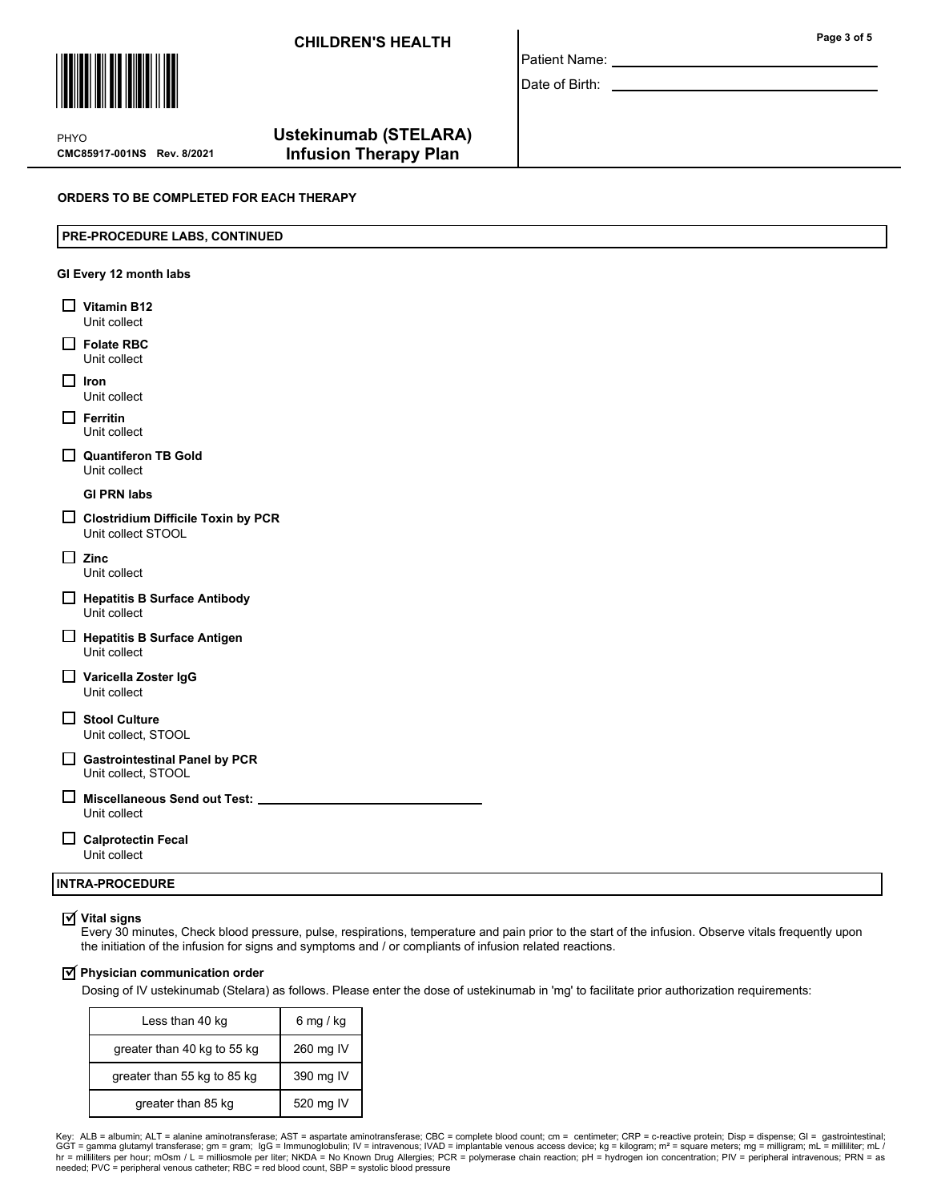**CHILDREN'S HEALTH**

PHYO
**CMC85917-001NS Rev. 8/2021**

## Ustekinumab (STELARA) Infusion Therapy Plan

Patient Name: ______________________

Date of Birth: ______________________

**ORDERS TO BE COMPLETED FOR EACH THERAPY**

### PRE-PROCEDURE LABS, CONTINUED

**GI Every 12 month labs**

- ☐ **Vitamin B12**
  Unit collect
- ☐ **Folate RBC**
  Unit collect
- ☐ **Iron**
  Unit collect
- ☐ **Ferritin**
  Unit collect
- ☐ **Quantiferon TB Gold**
  Unit collect

**GI PRN labs**

- ☐ **Clostridium Difficile Toxin by PCR**
  Unit collect STOOL
- ☐ **Zinc**
  Unit collect
- ☐ **Hepatitis B Surface Antibody**
  Unit collect
- ☐ **Hepatitis B Surface Antigen**
  Unit collect
- ☐ **Varicella Zoster IgG**
  Unit collect
- ☐ **Stool Culture**
  Unit collect, STOOL
- ☐ **Gastrointestinal Panel by PCR**
  Unit collect, STOOL
- ☐ **Miscellaneous Send out Test:** ______________________
  Unit collect
- ☐ **Calprotectin Fecal**
  Unit collect

### INTRA-PROCEDURE

☑ **Vital signs**
Every 30 minutes, Check blood pressure, pulse, respirations, temperature and pain prior to the start of the infusion. Observe vitals frequently upon the initiation of the infusion for signs and symptoms and / or compliants of infusion related reactions.

☑ **Physician communication order**
Dosing of IV ustekinumab (Stelara) as follows. Please enter the dose of ustekinumab in 'mg' to facilitate prior authorization requirements:

| Weight | Dose |
|---|---|
| Less than 40 kg | 6 mg / kg |
| greater than 40 kg to 55 kg | 260 mg IV |
| greater than 55 kg to 85 kg | 390 mg IV |
| greater than 85 kg | 520 mg IV |

Key: ALB = albumin; ALT = alanine aminotransferase; AST = aspartate aminotransferase; CBC = complete blood count; cm = centimeter; CRP = c-reactive protein; Disp = dispense; GI = gastrointestinal; GGT = gamma glutamyl transferase; gm = gram; IgG = Immunoglobulin; IV = intravenous; IVAD = implantable venous access device; kg = kilogram; m² = square meters; mg = milligram; mL = milliliter; mL / hr = milliliters per hour; mOsm / L = milliosmole per liter; NKDA = No Known Drug Allergies; PCR = polymerase chain reaction; pH = hydrogen ion concentration; PIV = peripheral intravenous; PRN = as needed; PVC = peripheral venous catheter; RBC = red blood count, SBP = systolic blood pressure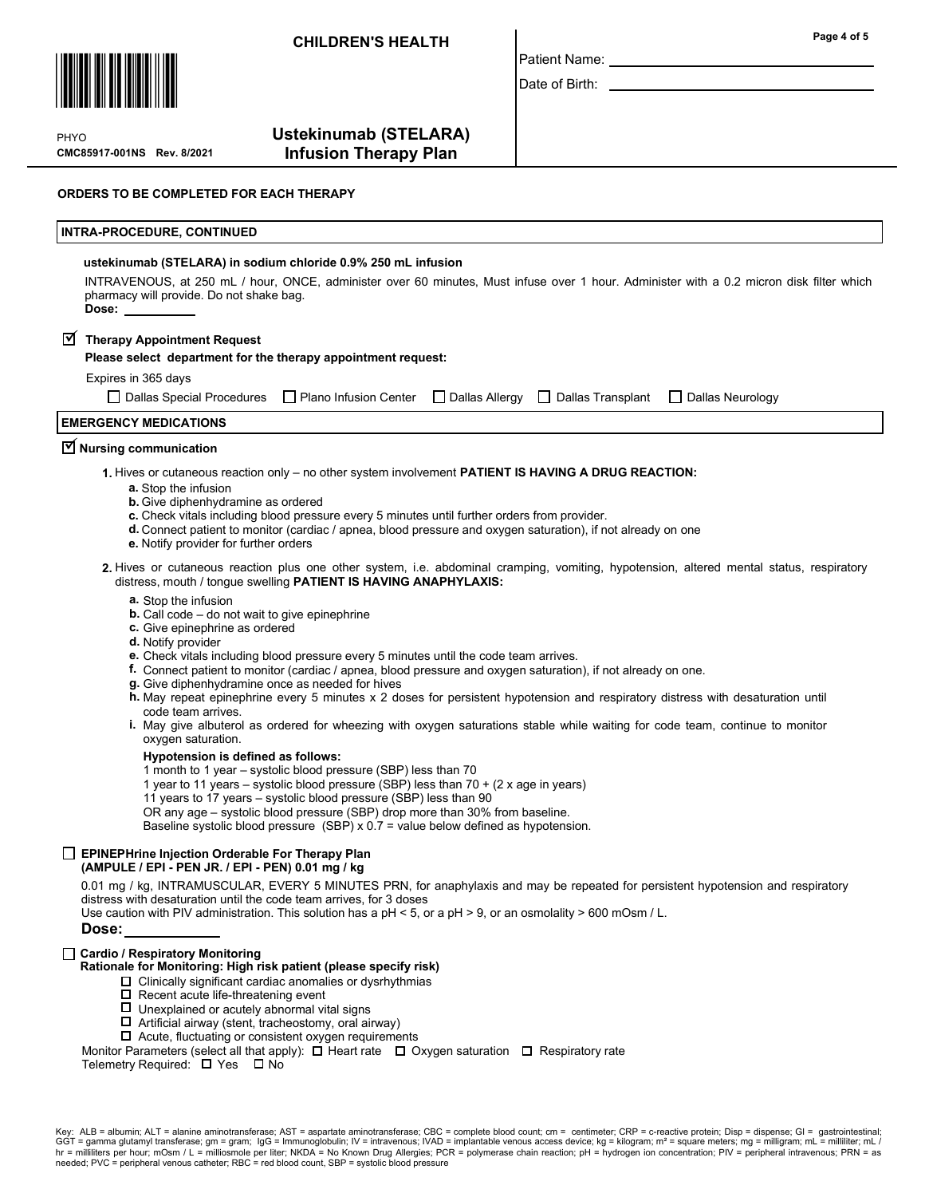**CHILDREN'S HEALTH**

Patient Name: \_\_\_\_\_\_\_\_\_\_\_\_\_\_\_\_\_\_\_\_

Date of Birth: \_\_\_\_\_\_\_\_\_\_\_\_\_\_\_\_\_\_\_\_

PHYO
CMC85917-001NS Rev. 8/2021

# Ustekinumab (STELARA) Infusion Therapy Plan

## ORDERS TO BE COMPLETED FOR EACH THERAPY

### INTRA-PROCEDURE, CONTINUED

**ustekinumab (STELARA) in sodium chloride 0.9% 250 mL infusion**

INTRAVENOUS, at 250 mL / hour, ONCE, administer over 60 minutes, Must infuse over 1 hour. Administer with a 0.2 micron disk filter which pharmacy will provide. Do not shake bag.

**Dose:** \_\_\_\_\_\_\_\_\_\_

☑ **Therapy Appointment Request**

**Please select department for the therapy appointment request:**

Expires in 365 days

☐ Dallas Special Procedures ☐ Plano Infusion Center ☐ Dallas Allergy ☐ Dallas Transplant ☐ Dallas Neurology

### EMERGENCY MEDICATIONS

☑ **Nursing communication**

1. Hives or cutaneous reaction only – no other system involvement **PATIENT IS HAVING A DRUG REACTION:**
   - a. Stop the infusion
   - b. Give diphenhydramine as ordered
   - c. Check vitals including blood pressure every 5 minutes until further orders from provider.
   - d. Connect patient to monitor (cardiac / apnea, blood pressure and oxygen saturation), if not already on one
   - e. Notify provider for further orders
2. Hives or cutaneous reaction plus one other system, i.e. abdominal cramping, vomiting, hypotension, altered mental status, respiratory distress, mouth / tongue swelling **PATIENT IS HAVING ANAPHYLAXIS:**
   - a. Stop the infusion
   - b. Call code – do not wait to give epinephrine
   - c. Give epinephrine as ordered
   - d. Notify provider
   - e. Check vitals including blood pressure every 5 minutes until the code team arrives.
   - f. Connect patient to monitor (cardiac / apnea, blood pressure and oxygen saturation), if not already on one.
   - g. Give diphenhydramine once as needed for hives
   - h. May repeat epinephrine every 5 minutes x 2 doses for persistent hypotension and respiratory distress with desaturation until code team arrives.
   - i. May give albuterol as ordered for wheezing with oxygen saturations stable while waiting for code team, continue to monitor oxygen saturation.

   **Hypotension is defined as follows:**

   1 month to 1 year – systolic blood pressure (SBP) less than 70
   1 year to 11 years – systolic blood pressure (SBP) less than 70 + (2 x age in years)
   11 years to 17 years – systolic blood pressure (SBP) less than 90
   OR any age – systolic blood pressure (SBP) drop more than 30% from baseline.
   Baseline systolic blood pressure (SBP) x 0.7 = value below defined as hypotension.

☐ **EPINEPHrine Injection Orderable For Therapy Plan (AMPULE / EPI - PEN JR. / EPI - PEN) 0.01 mg / kg**

0.01 mg / kg, INTRAMUSCULAR, EVERY 5 MINUTES PRN, for anaphylaxis and may be repeated for persistent hypotension and respiratory distress with desaturation until the code team arrives, for 3 doses

Use caution with PIV administration. This solution has a pH < 5, or a pH > 9, or an osmolality > 600 mOsm / L.

**Dose:** \_\_\_\_\_\_\_\_\_\_

☐ **Cardio / Respiratory Monitoring**

**Rationale for Monitoring: High risk patient (please specify risk)**

- ☐ Clinically significant cardiac anomalies or dysrhythmias
- ☐ Recent acute life-threatening event
- ☐ Unexplained or acutely abnormal vital signs
- ☐ Artificial airway (stent, tracheostomy, oral airway)
- ☐ Acute, fluctuating or consistent oxygen requirements

Monitor Parameters (select all that apply): ☐ Heart rate ☐ Oxygen saturation ☐ Respiratory rate

Telemetry Required: ☐ Yes ☐ No

Key: ALB = albumin; ALT = alanine aminotransferase; AST = aspartate aminotransferase; CBC = complete blood count; cm = centimeter; CRP = c-reactive protein; Disp = dispense; GI = gastrointestinal; GGT = gamma glutamyl transferase; gm = gram; IgG = Immunoglobulin; IV = intravenous; IVAD = implantable venous access device; kg = kilogram; m² = square meters; mg = milligram; mL = milliliter; mL / hr = milliliters per hour; mOsm / L = milliosmole per liter; NKDA = No Known Drug Allergies; PCR = polymerase chain reaction; pH = hydrogen ion concentration; PIV = peripheral intravenous; PRN = as needed; PVC = peripheral venous catheter; RBC = red blood count, SBP = systolic blood pressure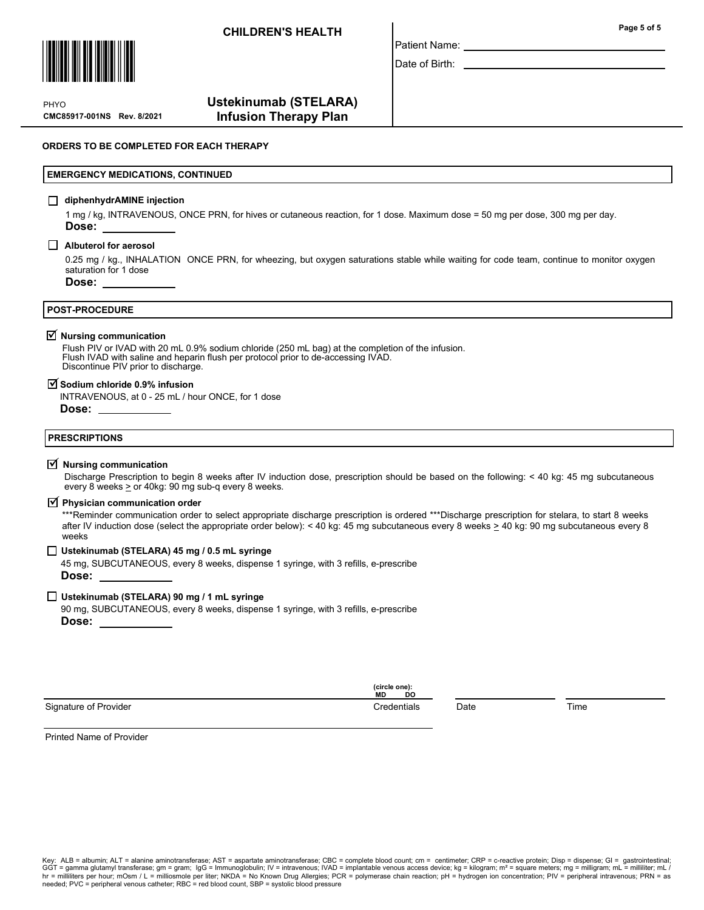**CHILDREN'S HEALTH**

PHYO
**CMC85917-001NS Rev. 8/2021**

**Ustekinumab (STELARA) Infusion Therapy Plan**

Patient Name: \_\_\_\_\_\_\_\_\_\_\_\_\_\_\_\_\_\_\_\_

Date of Birth: \_\_\_\_\_\_\_\_\_\_\_\_\_\_\_\_\_\_\_\_

**ORDERS TO BE COMPLETED FOR EACH THERAPY**

## EMERGENCY MEDICATIONS, CONTINUED

☐ **diphenhydrAMINE injection**

1 mg / kg, INTRAVENOUS, ONCE PRN, for hives or cutaneous reaction, for 1 dose. Maximum dose = 50 mg per dose, 300 mg per day.

**Dose:** \_\_\_\_\_\_\_\_\_\_

☐ **Albuterol for aerosol**

0.25 mg / kg., INHALATION ONCE PRN, for wheezing, but oxygen saturations stable while waiting for code team, continue to monitor oxygen saturation for 1 dose

**Dose:** \_\_\_\_\_\_\_\_\_\_

## POST-PROCEDURE

☑ **Nursing communication**

Flush PIV or IVAD with 20 mL 0.9% sodium chloride (250 mL bag) at the completion of the infusion.
Flush IVAD with saline and heparin flush per protocol prior to de-accessing IVAD.
Discontinue PIV prior to discharge.

☑ **Sodium chloride 0.9% infusion**

INTRAVENOUS, at 0 - 25 mL / hour ONCE, for 1 dose

**Dose:** \_\_\_\_\_\_\_\_\_\_

## PRESCRIPTIONS

☑ **Nursing communication**

Discharge Prescription to begin 8 weeks after IV induction dose, prescription should be based on the following: < 40 kg: 45 mg subcutaneous every 8 weeks ≥ or 40kg: 90 mg sub-q every 8 weeks.

☑ **Physician communication order**

***Reminder communication order to select appropriate discharge prescription is ordered ***Discharge prescription for stelara, to start 8 weeks after IV induction dose (select the appropriate order below): < 40 kg: 45 mg subcutaneous every 8 weeks ≥ 40 kg: 90 mg subcutaneous every 8 weeks

☐ **Ustekinumab (STELARA) 45 mg / 0.5 mL syringe**

45 mg, SUBCUTANEOUS, every 8 weeks, dispense 1 syringe, with 3 refills, e-prescribe

**Dose:** \_\_\_\_\_\_\_\_\_\_

☐ **Ustekinumab (STELARA) 90 mg / 1 mL syringe**

90 mg, SUBCUTANEOUS, every 8 weeks, dispense 1 syringe, with 3 refills, e-prescribe

**Dose:** \_\_\_\_\_\_\_\_\_\_

\_\_\_\_\_\_\_\_\_\_\_\_\_\_\_\_\_\_\_\_ (circle one): MD DO \_\_\_\_\_\_\_\_\_\_ \_\_\_\_\_\_\_\_\_\_

Signature of Provider Credentials Date Time

\_\_\_\_\_\_\_\_\_\_\_\_\_\_\_\_\_\_\_\_

Printed Name of Provider

Key: ALB = albumin; ALT = alanine aminotransferase; AST = aspartate aminotransferase; CBC = complete blood count; cm = centimeter; CRP = c-reactive protein; Disp = dispense; GI = gastrointestinal; GGT = gamma glutamyl transferase; gm = gram; IgG = Immunoglobulin; IV = intravenous; IVAD = implantable venous access device; kg = kilogram; m² = square meters; mg = milligram; mL = milliliter; mL / hr = milliliters per hour; mOsm / L = milliosmole per liter; NKDA = No Known Drug Allergies; PCR = polymerase chain reaction; pH = hydrogen ion concentration; PIV = peripheral intravenous; PRN = as needed; PVC = peripheral venous catheter; RBC = red blood count, SBP = systolic blood pressure